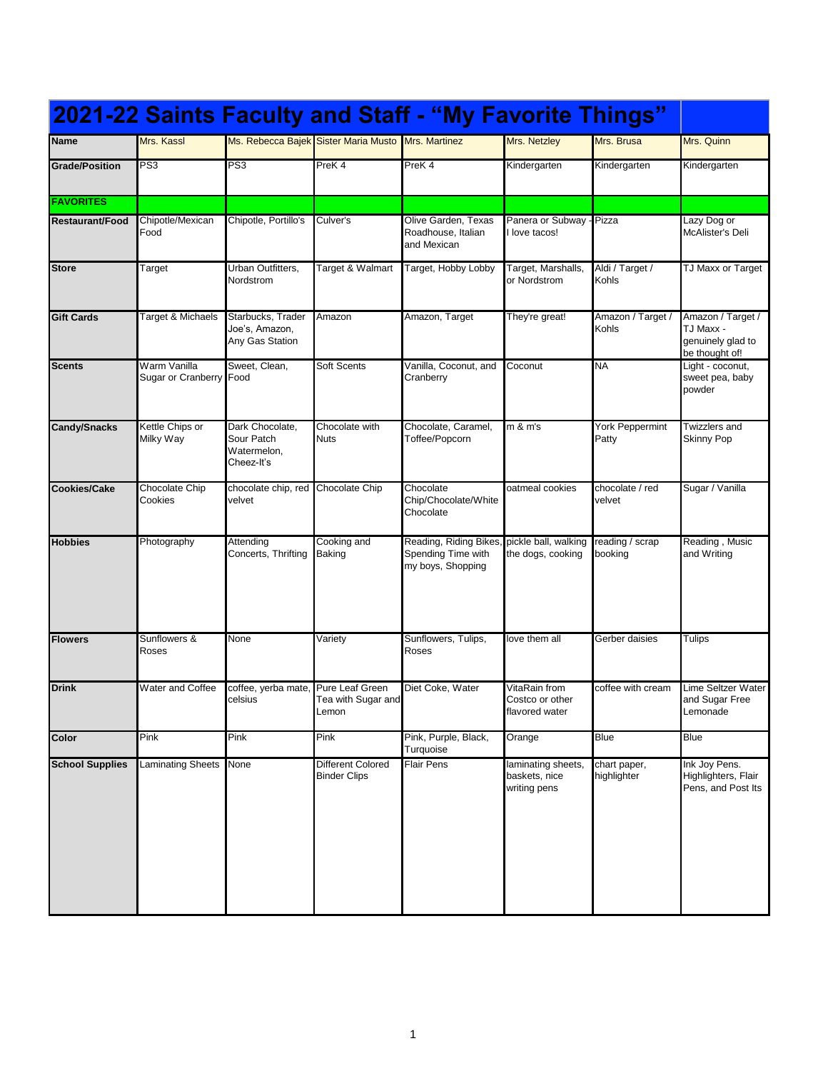# 2021-22 Saints Faculty and Staff - "My Favorite Things"

| Name | Mrs. Kassl | Ms. Rebecca Bajek | Sister Maria Musto | Mrs. Martinez | Mrs. Netzley | Mrs. Brusa | Mrs. Quinn |
|---|---|---|---|---|---|---|---|
| Grade/Position | PS3 | PS3 | PreK 4 | PreK 4 | Kindergarten | Kindergarten | Kindergarten |
| **FAVORITES** | | | | | | | |
| Restaurant/Food | Chipotle/Mexican Food | Chipotle, Portillo's | Culver's | Olive Garden, Texas Roadhouse, Italian and Mexican | Panera or Subway - I love tacos! | Pizza | Lazy Dog or McAlister's Deli |
| Store | Target | Urban Outfitters, Nordstrom | Target & Walmart | Target, Hobby Lobby | Target, Marshalls, or Nordstrom | Aldi / Target / Kohls | TJ Maxx or Target |
| Gift Cards | Target & Michaels | Starbucks, Trader Joe's, Amazon, Any Gas Station | Amazon | Amazon, Target | They're great! | Amazon / Target / Kohls | Amazon / Target / TJ Maxx - genuinely glad to be thought of! |
| Scents | Warm Vanilla Sugar or Cranberry | Sweet, Clean, Food | Soft Scents | Vanilla, Coconut, and Cranberry | Coconut | NA | Light - coconut, sweet pea, baby powder |
| Candy/Snacks | Kettle Chips or Milky Way | Dark Chocolate, Sour Patch Watermelon, Cheez-It's | Chocolate with Nuts | Chocolate, Caramel, Toffee/Popcorn | m & m's | York Peppermint Patty | Twizzlers and Skinny Pop |
| Cookies/Cake | Chocolate Chip Cookies | chocolate chip, red velvet | Chocolate Chip | Chocolate Chip/Chocolate/White Chocolate | oatmeal cookies | chocolate / red velvet | Sugar / Vanilla |
| Hobbies | Photography | Attending Concerts, Thrifting | Cooking and Baking | Reading, Riding Bikes, Spending Time with my boys, Shopping | pickle ball, walking the dogs, cooking | reading / scrap booking | Reading , Music and Writing |
| Flowers | Sunflowers & Roses | None | Variety | Sunflowers, Tulips, Roses | love them all | Gerber daisies | Tulips |
| Drink | Water and Coffee | coffee, yerba mate, celsius | Pure Leaf Green Tea with Sugar and Lemon | Diet Coke, Water | VitaRain from Costco or other flavored water | coffee with cream | Lime Seltzer Water and Sugar Free Lemonade |
| Color | Pink | Pink | Pink | Pink, Purple, Black, Turquoise | Orange | Blue | Blue |
| School Supplies | Laminating Sheets | None | Different Colored Binder Clips | Flair Pens | laminating sheets, baskets, nice writing pens | chart paper, highlighter | Ink Joy Pens. Highlighters, Flair Pens, and Post Its |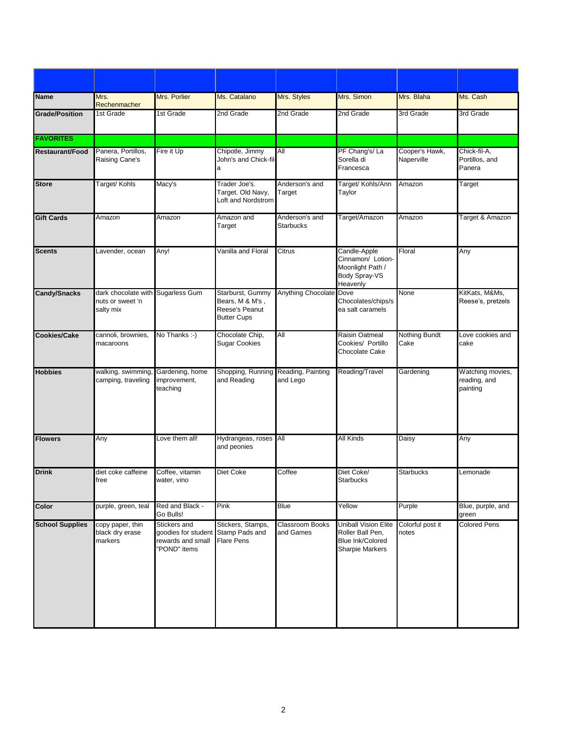| | | | | | | | |
|---|---|---|---|---|---|---|---|
| **Name** | Mrs. Rechenmacher | Mrs. Porlier | Ms. Catalano | Mrs. Styles | Mrs. Simon | Mrs. Blaha | Ms. Cash |
| **Grade/Position** | 1st Grade | 1st Grade | 2nd Grade | 2nd Grade | 2nd Grade | 3rd Grade | 3rd Grade |
| **FAVORITES** | | | | | | | |
| **Restaurant/Food** | Panera, Portillos, Raising Cane's | Fire it Up | Chipotle, Jimmy John's and Chick-fil-a | All | PF Chang's/ La Sorella di Francesca | Cooper's Hawk, Naperville | Chick-fil-A, Portillos, and Panera |
| **Store** | Target/ Kohls | Macy's | Trader Joe's. Target. Old Navy, Loft and Nordstrom | Anderson's and Target | Target/ Kohls/Ann Taylor | Amazon | Target |
| **Gift Cards** | Amazon | Amazon | Amazon and Target | Anderson's and Starbucks | Target/Amazon | Amazon | Target & Amazon |
| **Scents** | Lavender, ocean | Any! | Vanilla and Floral | Citrus | Candle-Apple Cinnamon/ Lotion-Moonlight Path / Body Spray-VS Heavenly | Floral | Any |
| **Candy/Snacks** | dark chocolate with nuts or sweet 'n salty mix | Sugarless Gum | Starburst, Gummy Bears, M & M's , Reese's Peanut Butter Cups | Anything Chocolate | Dove Chocolates/chips/sea salt caramels | None | KitKats, M&Ms, Reese's, pretzels |
| **Cookies/Cake** | cannoli, brownies, macaroons | No Thanks :-) | Chocolate Chip, Sugar Cookies | All | Raisin Oatmeal Cookies/ Portillo Chocolate Cake | Nothing Bundt Cake | Love cookies and cake |
| **Hobbies** | walking, swimming, camping, traveling | Gardening, home improvement, teaching | Shopping, Running and Reading | Reading, Painting and Lego | Reading/Travel | Gardening | Watching movies, reading, and painting |
| **Flowers** | Any | Love them all! | Hydrangeas, roses and peonies | All | All Kinds | Daisy | Any |
| **Drink** | diet coke caffeine free | Coffee, vitamin water, vino | Diet Coke | Coffee | Diet Coke/ Starbucks | Starbucks | Lemonade |
| **Color** | purple, green, teal | Red and Black - Go Bulls! | Pink | Blue | Yellow | Purple | Blue, purple, and green |
| **School Supplies** | copy paper, thin black dry erase markers | Stickers and goodies for student rewards and small "POND" items | Stickers, Stamps, Stamp Pads and Flare Pens | Classroom Books and Games | Uniball Vision Elite Roller Ball Pen, Blue Ink/Colored Sharpie Markers | Colorful post it notes | Colored Pens |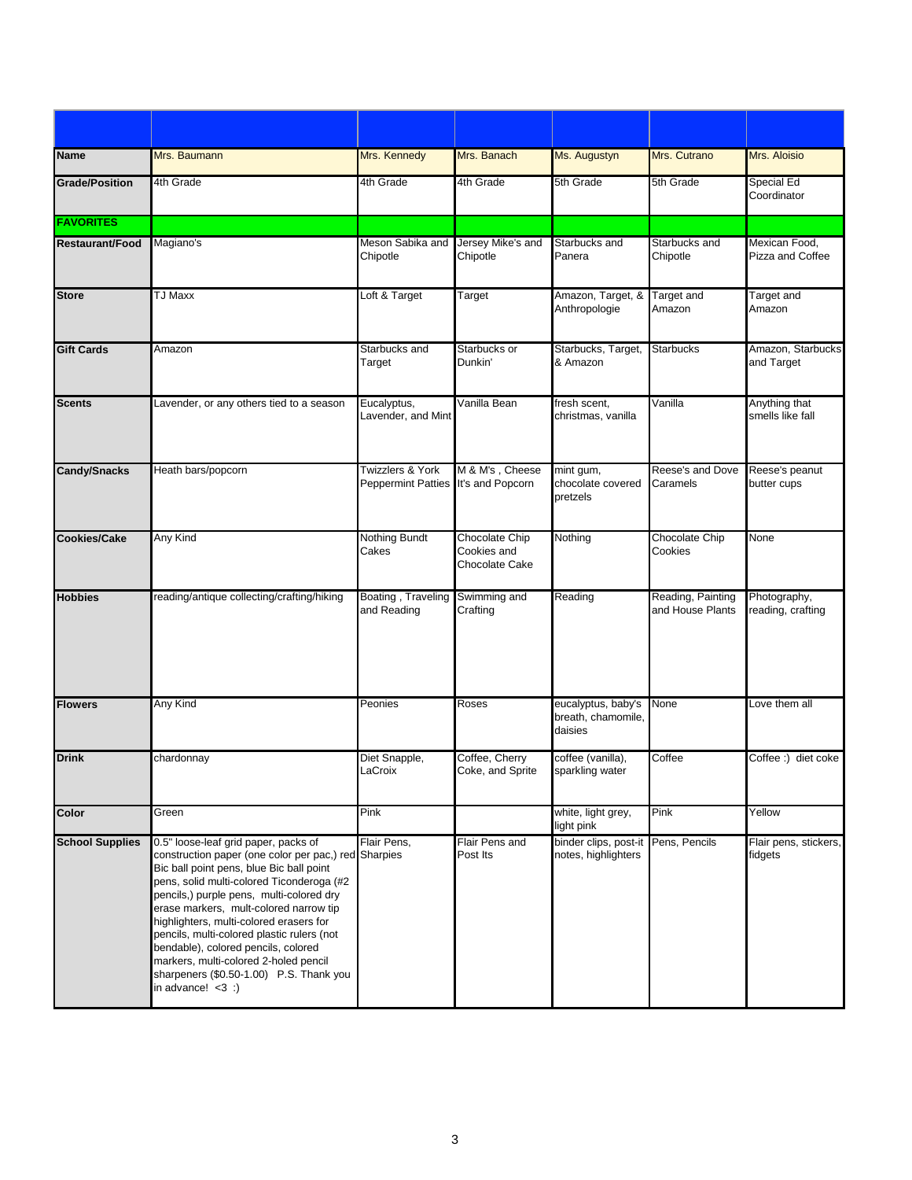| | | | | | | |
|---|---|---|---|---|---|---|
| **Name** | Mrs. Baumann | Mrs. Kennedy | Mrs. Banach | Ms. Augustyn | Mrs. Cutrano | Mrs. Aloisio |
| **Grade/Position** | 4th Grade | 4th Grade | 4th Grade | 5th Grade | 5th Grade | Special Ed Coordinator |
| **FAVORITES** | | | | | | |
| **Restaurant/Food** | Magiano's | Meson Sabika and Chipotle | Jersey Mike's and Chipotle | Starbucks and Panera | Starbucks and Chipotle | Mexican Food, Pizza and Coffee |
| **Store** | TJ Maxx | Loft & Target | Target | Amazon, Target, & Anthropologie | Target and Amazon | Target and Amazon |
| **Gift Cards** | Amazon | Starbucks and Target | Starbucks or Dunkin' | Starbucks, Target, & Amazon | Starbucks | Amazon, Starbucks and Target |
| **Scents** | Lavender, or any others tied to a season | Eucalyptus, Lavender, and Mint | Vanilla Bean | fresh scent, christmas, vanilla | Vanilla | Anything that smells like fall |
| **Candy/Snacks** | Heath bars/popcorn | Twizzlers & York Peppermint Patties | M & M's , Cheese It's and Popcorn | mint gum, chocolate covered pretzels | Reese's and Dove Caramels | Reese's peanut butter cups |
| **Cookies/Cake** | Any Kind | Nothing Bundt Cakes | Chocolate Chip Cookies and Chocolate Cake | Nothing | Chocolate Chip Cookies | None |
| **Hobbies** | reading/antique collecting/crafting/hiking | Boating , Traveling and Reading | Swimming and Crafting | Reading | Reading, Painting and House Plants | Photography, reading, crafting |
| **Flowers** | Any Kind | Peonies | Roses | eucalyptus, baby's breath, chamomile, daisies | None | Love them all |
| **Drink** | chardonnay | Diet Snapple, LaCroix | Coffee, Cherry Coke, and Sprite | coffee (vanilla), sparkling water | Coffee | Coffee :) diet coke |
| **Color** | Green | Pink | | white, light grey, light pink | Pink | Yellow |
| **School Supplies** | 0.5" loose-leaf grid paper, packs of construction paper (one color per pac,) red Bic ball point pens, blue Bic ball point pens, solid multi-colored Ticonderoga (#2 pencils,) purple pens, multi-colored dry erase markers, mult-colored narrow tip highlighters, multi-colored erasers for pencils, multi-colored plastic rulers (not bendable), colored pencils, colored markers, multi-colored 2-holed pencil sharpeners ($0.50-1.00) P.S. Thank you in advance! <3 :) | Flair Pens, Sharpies | Flair Pens and Post Its | binder clips, post-it notes, highlighters | Pens, Pencils | Flair pens, stickers, fidgets |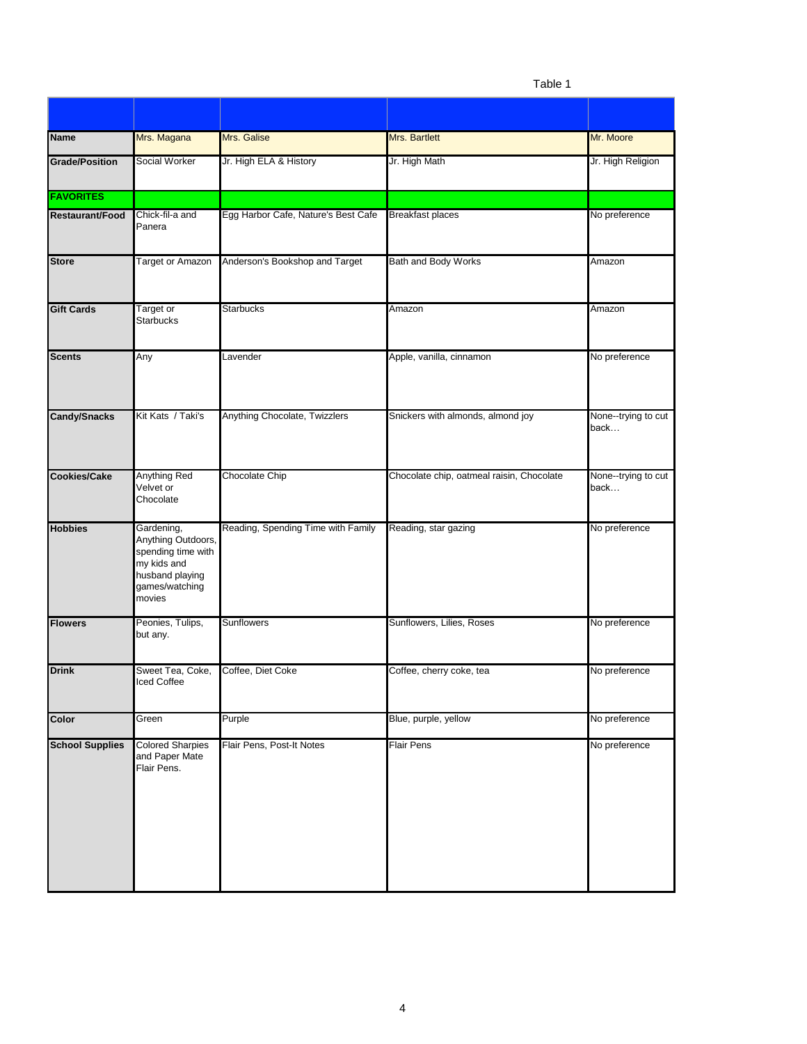Table 1

| | | | | |
|---|---|---|---|---|
| **Name** | Mrs. Magana | Mrs. Galise | Mrs. Bartlett | Mr. Moore |
| **Grade/Position** | Social Worker | Jr. High ELA & History | Jr. High Math | Jr. High Religion |
| **FAVORITES** | | | | |
| **Restaurant/Food** | Chick-fil-a and Panera | Egg Harbor Cafe, Nature's Best Cafe | Breakfast places | No preference |
| **Store** | Target or Amazon | Anderson's Bookshop and Target | Bath and Body Works | Amazon |
| **Gift Cards** | Target or Starbucks | Starbucks | Amazon | Amazon |
| **Scents** | Any | Lavender | Apple, vanilla, cinnamon | No preference |
| **Candy/Snacks** | Kit Kats / Taki's | Anything Chocolate, Twizzlers | Snickers with almonds, almond joy | None--trying to cut back… |
| **Cookies/Cake** | Anything Red Velvet or Chocolate | Chocolate Chip | Chocolate chip, oatmeal raisin, Chocolate | None--trying to cut back… |
| **Hobbies** | Gardening, Anything Outdoors, spending time with my kids and husband playing games/watching movies | Reading, Spending Time with Family | Reading, star gazing | No preference |
| **Flowers** | Peonies, Tulips, but any. | Sunflowers | Sunflowers, Lilies, Roses | No preference |
| **Drink** | Sweet Tea, Coke, Iced Coffee | Coffee, Diet Coke | Coffee, cherry coke, tea | No preference |
| **Color** | Green | Purple | Blue, purple, yellow | No preference |
| **School Supplies** | Colored Sharpies and Paper Mate Flair Pens. | Flair Pens, Post-It Notes | Flair Pens | No preference |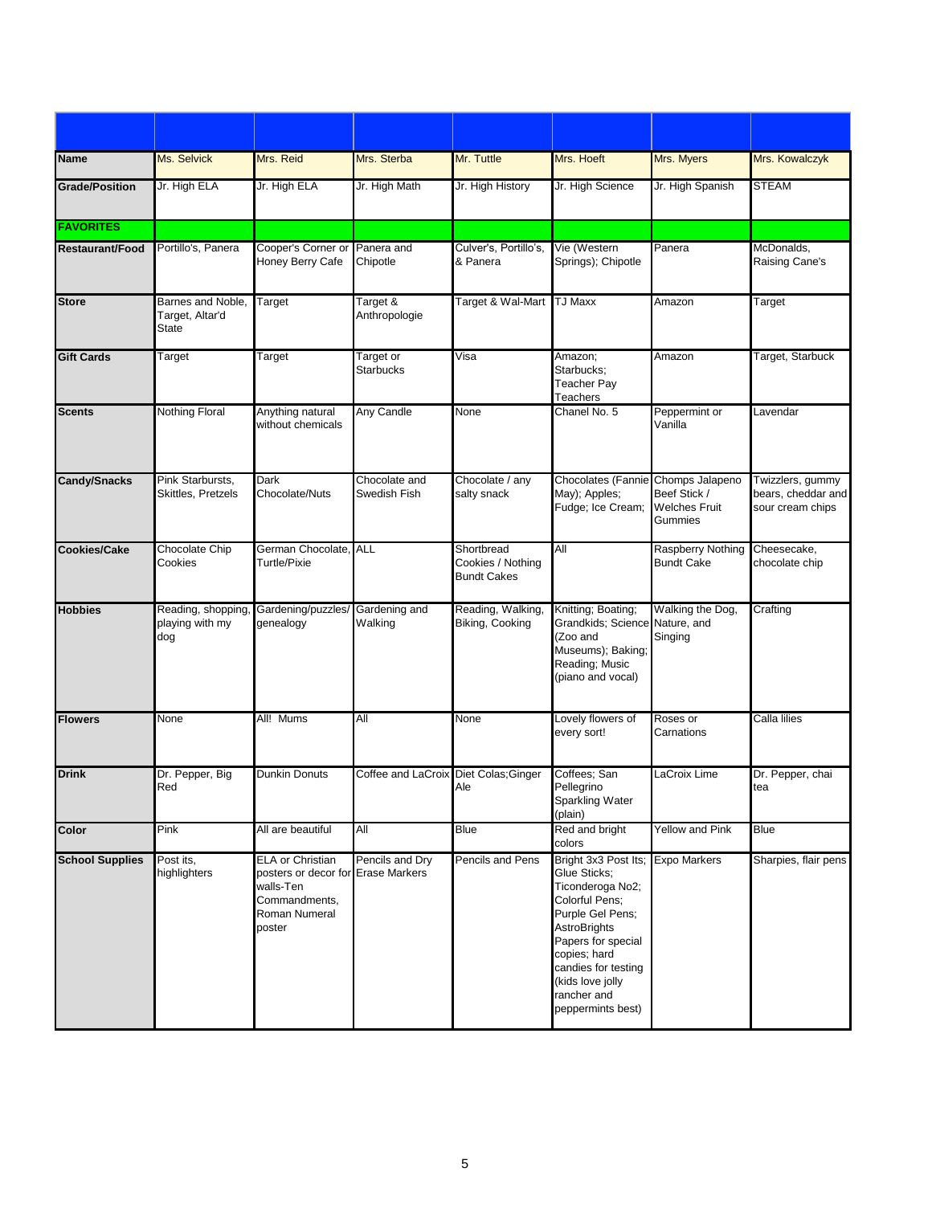| | | | | | | | |
|---|---|---|---|---|---|---|---|
| **Name** | Ms. Selvick | Mrs. Reid | Mrs. Sterba | Mr. Tuttle | Mrs. Hoeft | Mrs. Myers | Mrs. Kowalczyk |
| **Grade/Position** | Jr. High ELA | Jr. High ELA | Jr. High Math | Jr. High History | Jr. High Science | Jr. High Spanish | STEAM |
| **FAVORITES** | | | | | | | |
| **Restaurant/Food** | Portillo's, Panera | Cooper's Corner or Honey Berry Cafe | Panera and Chipotle | Culver's, Portillo's, & Panera | Vie (Western Springs); Chipotle | Panera | McDonalds, Raising Cane's |
| **Store** | Barnes and Noble, Target, Altar'd State | Target | Target & Anthropologie | Target & Wal-Mart | TJ Maxx | Amazon | Target |
| **Gift Cards** | Target | Target | Target or Starbucks | Visa | Amazon; Starbucks; Teacher Pay Teachers | Amazon | Target, Starbuck |
| **Scents** | Nothing Floral | Anything natural without chemicals | Any Candle | None | Chanel No. 5 | Peppermint or Vanilla | Lavendar |
| **Candy/Snacks** | Pink Starbursts, Skittles, Pretzels | Dark Chocolate/Nuts | Chocolate and Swedish Fish | Chocolate / any salty snack | Chocolates (Fannie May); Apples; Fudge; Ice Cream; | Chomps Jalapeno Beef Stick / Welches Fruit Gummies | Twizzlers, gummy bears, cheddar and sour cream chips |
| **Cookies/Cake** | Chocolate Chip Cookies | German Chocolate, Turtle/Pixie | ALL | Shortbread Cookies / Nothing Bundt Cakes | All | Raspberry Nothing Bundt Cake | Cheesecake, chocolate chip |
| **Hobbies** | Reading, shopping, playing with my dog | Gardening/puzzles/ genealogy | Gardening and Walking | Reading, Walking, Biking, Cooking | Knitting; Boating; Grandkids; Science (Zoo and Museums); Baking; Reading; Music (piano and vocal) | Walking the Dog, Nature, and Singing | Crafting |
| **Flowers** | None | All! Mums | All | None | Lovely flowers of every sort! | Roses or Carnations | Calla lilies |
| **Drink** | Dr. Pepper, Big Red | Dunkin Donuts | Coffee and LaCroix | Diet Colas;Ginger Ale | Coffees; San Pellegrino Sparkling Water (plain) | LaCroix Lime | Dr. Pepper, chai tea |
| **Color** | Pink | All are beautiful | All | Blue | Red and bright colors | Yellow and Pink | Blue |
| **School Supplies** | Post its, highlighters | ELA or Christian posters or decor for walls-Ten Commandments, Roman Numeral poster | Pencils and Dry Erase Markers | Pencils and Pens | Bright 3x3 Post Its; Glue Sticks; Ticonderoga No2; Colorful Pens; Purple Gel Pens; AstroBrights Papers for special copies; hard candies for testing (kids love jolly rancher and peppermints best) | Expo Markers | Sharpies, flair pens |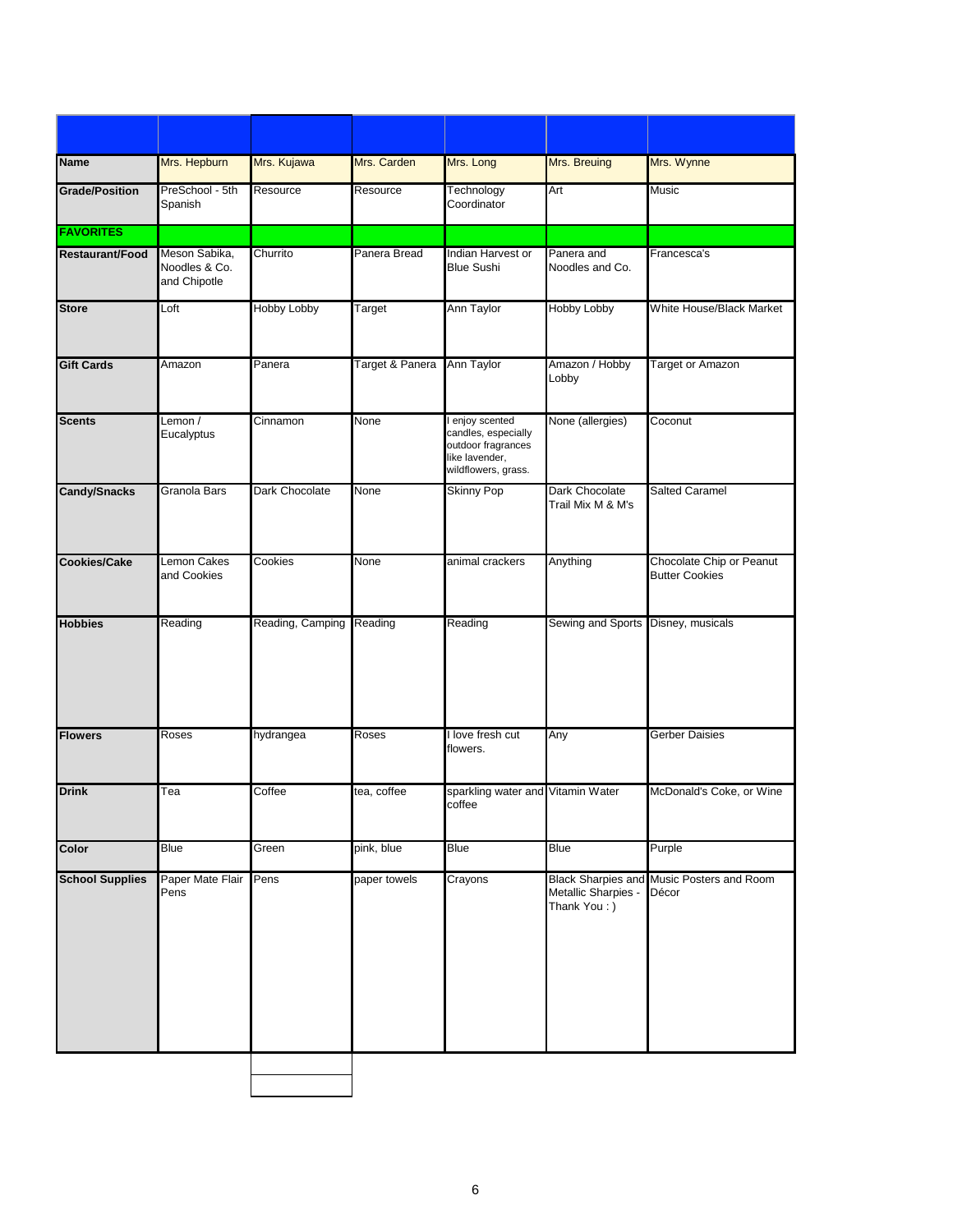| Name | Mrs. Hepburn | Mrs. Kujawa | Mrs. Carden | Mrs. Long | Mrs. Breuing | Mrs. Wynne |
|---|---|---|---|---|---|---|
| Grade/Position | PreSchool - 5th Spanish | Resource | Resource | Technology Coordinator | Art | Music |
| **FAVORITES** | | | | | | |
| Restaurant/Food | Meson Sabika, Noodles & Co. and Chipotle | Churrito | Panera Bread | Indian Harvest or Blue Sushi | Panera and Noodles and Co. | Francesca's |
| Store | Loft | Hobby Lobby | Target | Ann Taylor | Hobby Lobby | White House/Black Market |
| Gift Cards | Amazon | Panera | Target & Panera | Ann Taylor | Amazon / Hobby Lobby | Target or Amazon |
| Scents | Lemon / Eucalyptus | Cinnamon | None | I enjoy scented candles, especially outdoor fragrances like lavender, wildflowers, grass. | None (allergies) | Coconut |
| Candy/Snacks | Granola Bars | Dark Chocolate | None | Skinny Pop | Dark Chocolate Trail Mix M & M's | Salted Caramel |
| Cookies/Cake | Lemon Cakes and Cookies | Cookies | None | animal crackers | Anything | Chocolate Chip or Peanut Butter Cookies |
| Hobbies | Reading | Reading, Camping | Reading | Reading | Sewing and Sports | Disney, musicals |
| Flowers | Roses | hydrangea | Roses | I love fresh cut flowers. | Any | Gerber Daisies |
| Drink | Tea | Coffee | tea, coffee | sparkling water and coffee | Vitamin Water | McDonald's Coke, or Wine |
| Color | Blue | Green | pink, blue | Blue | Blue | Purple |
| School Supplies | Paper Mate Flair Pens | Pens | paper towels | Crayons | Black Sharpies and Metallic Sharpies - Thank You : ) | Music Posters and Room Décor |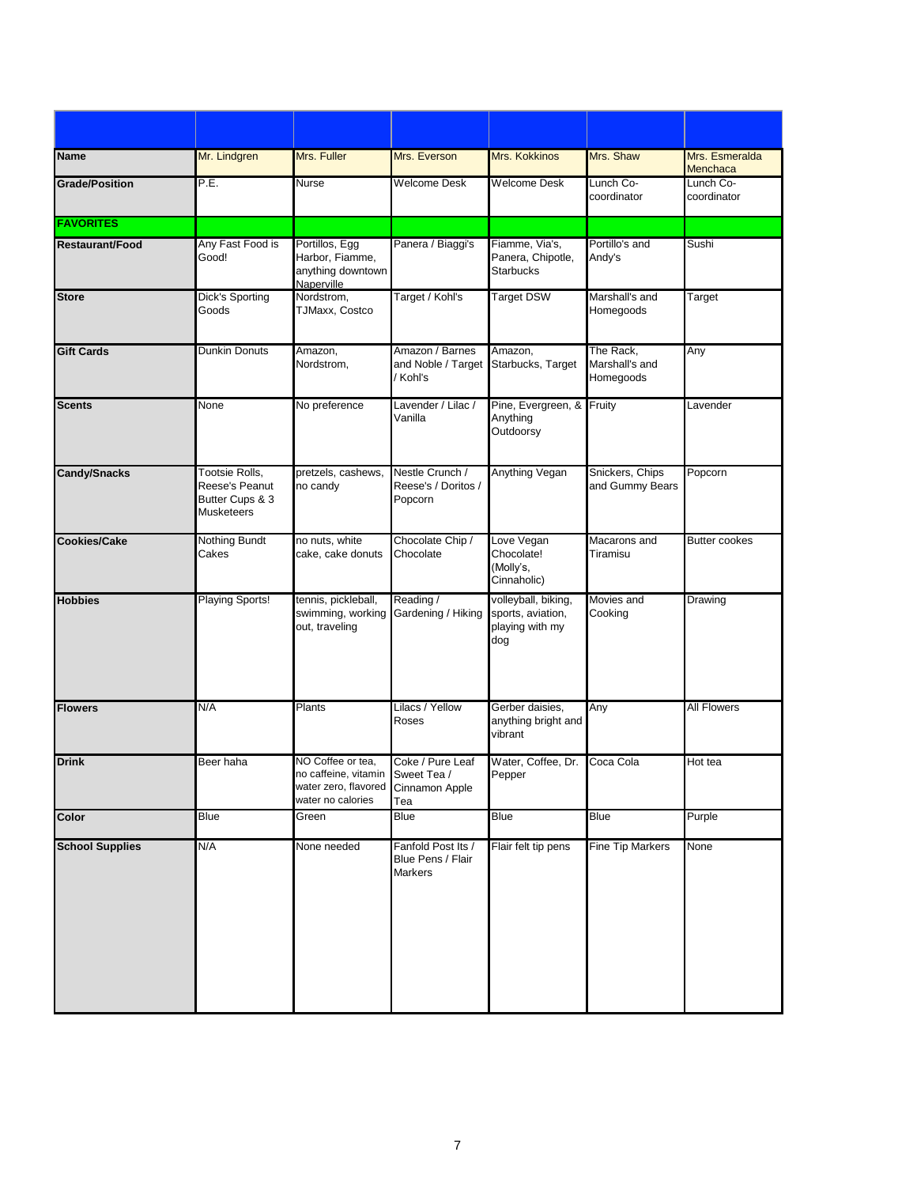| | | | | | | |
|---|---|---|---|---|---|---|
| **Name** | Mr. Lindgren | Mrs. Fuller | Mrs. Everson | Mrs. Kokkinos | Mrs. Shaw | Mrs. Esmeralda Menchaca |
| **Grade/Position** | P.E. | Nurse | Welcome Desk | Welcome Desk | Lunch Co-coordinator | Lunch Co-coordinator |
| **FAVORITES** | | | | | | |
| **Restaurant/Food** | Any Fast Food is Good! | Portillos, Egg Harbor, Fiamme, anything downtown Naperville | Panera / Biaggi's | Fiamme, Via's, Panera, Chipotle, Starbucks | Portillo's and Andy's | Sushi |
| **Store** | Dick's Sporting Goods | Nordstrom, TJMaxx, Costco | Target / Kohl's | Target DSW | Marshall's and Homegoods | Target |
| **Gift Cards** | Dunkin Donuts | Amazon, Nordstrom, | Amazon / Barnes and Noble / Target / Kohl's | Amazon, Starbucks, Target | The Rack, Marshall's and Homegoods | Any |
| **Scents** | None | No preference | Lavender / Lilac / Vanilla | Pine, Evergreen, & Anything Outdoorsy | Fruity | Lavender |
| **Candy/Snacks** | Tootsie Rolls, Reese's Peanut Butter Cups & 3 Musketeers | pretzels, cashews, no candy | Nestle Crunch / Reese's / Doritos / Popcorn | Anything Vegan | Snickers, Chips and Gummy Bears | Popcorn |
| **Cookies/Cake** | Nothing Bundt Cakes | no nuts, white cake, cake donuts | Chocolate Chip / Chocolate | Love Vegan Chocolate! (Molly's, Cinnaholic) | Macarons and Tiramisu | Butter cookes |
| **Hobbies** | Playing Sports! | tennis, pickleball, swimming, working out, traveling | Reading / Gardening / Hiking | volleyball, biking, sports, aviation, playing with my dog | Movies and Cooking | Drawing |
| **Flowers** | N/A | Plants | Lilacs / Yellow Roses | Gerber daisies, anything bright and vibrant | Any | All Flowers |
| **Drink** | Beer haha | NO Coffee or tea, no caffeine, vitamin water zero, flavored water no calories | Coke / Pure Leaf Sweet Tea / Cinnamon Apple Tea | Water, Coffee, Dr. Pepper | Coca Cola | Hot tea |
| **Color** | Blue | Green | Blue | Blue | Blue | Purple |
| **School Supplies** | N/A | None needed | Fanfold Post Its / Blue Pens / Flair Markers | Flair felt tip pens | Fine Tip Markers | None |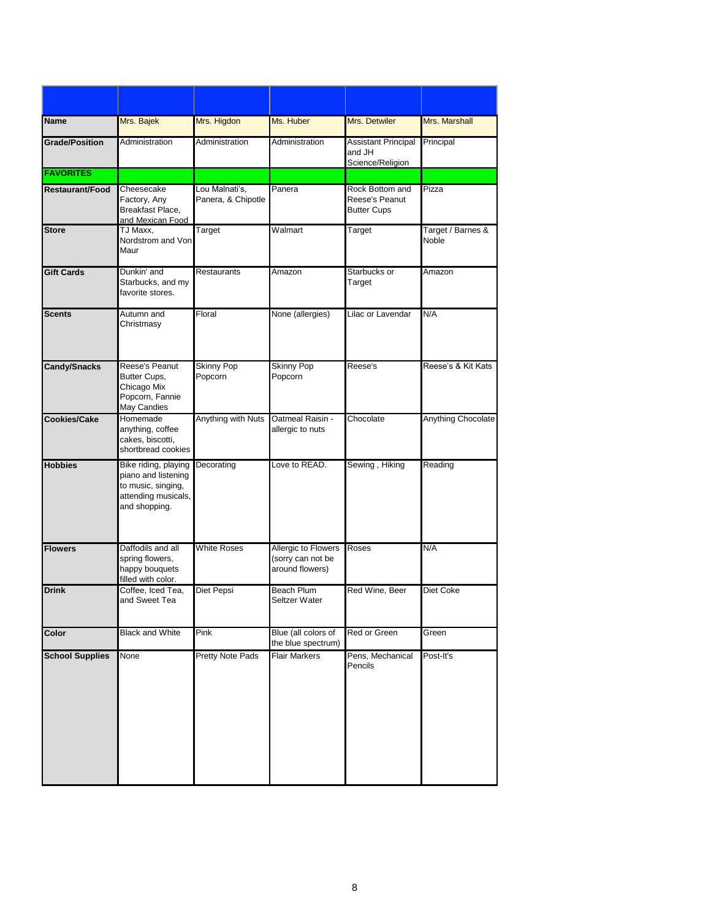| | | | | | |
|---|---|---|---|---|---|
| **Name** | Mrs. Bajek | Mrs. Higdon | Ms. Huber | Mrs. Detwiler | Mrs. Marshall |
| **Grade/Position** | Administration | Administration | Administration | Assistant Principal and JH Science/Religion | Principal |
| **FAVORITES** | | | | | |
| **Restaurant/Food** | Cheesecake Factory, Any Breakfast Place, and Mexican Food | Lou Malnati's, Panera, & Chipotle | Panera | Rock Bottom and Reese's Peanut Butter Cups | Pizza |
| **Store** | TJ Maxx, Nordstrom and Von Maur | Target | Walmart | Target | Target / Barnes & Noble |
| **Gift Cards** | Dunkin' and Starbucks, and my favorite stores. | Restaurants | Amazon | Starbucks or Target | Amazon |
| **Scents** | Autumn and Christmasy | Floral | None (allergies) | Lilac or Lavendar | N/A |
| **Candy/Snacks** | Reese's Peanut Butter Cups, Chicago Mix Popcorn, Fannie May Candies | Skinny Pop Popcorn | Skinny Pop Popcorn | Reese's | Reese's & Kit Kats |
| **Cookies/Cake** | Homemade anything, coffee cakes, biscotti, shortbread cookies | Anything with Nuts | Oatmeal Raisin - allergic to nuts | Chocolate | Anything Chocolate |
| **Hobbies** | Bike riding, playing piano and listening to music, singing, attending musicals, and shopping. | Decorating | Love to READ. | Sewing , Hiking | Reading |
| **Flowers** | Daffodils and all spring flowers, happy bouquets filled with color. | White Roses | Allergic to Flowers (sorry can not be around flowers) | Roses | N/A |
| **Drink** | Coffee, Iced Tea, and Sweet Tea | Diet Pepsi | Beach Plum Seltzer Water | Red Wine, Beer | Diet Coke |
| **Color** | Black and White | Pink | Blue (all colors of the blue spectrum) | Red or Green | Green |
| **School Supplies** | None | Pretty Note Pads | Flair Markers | Pens, Mechanical Pencils | Post-It's |